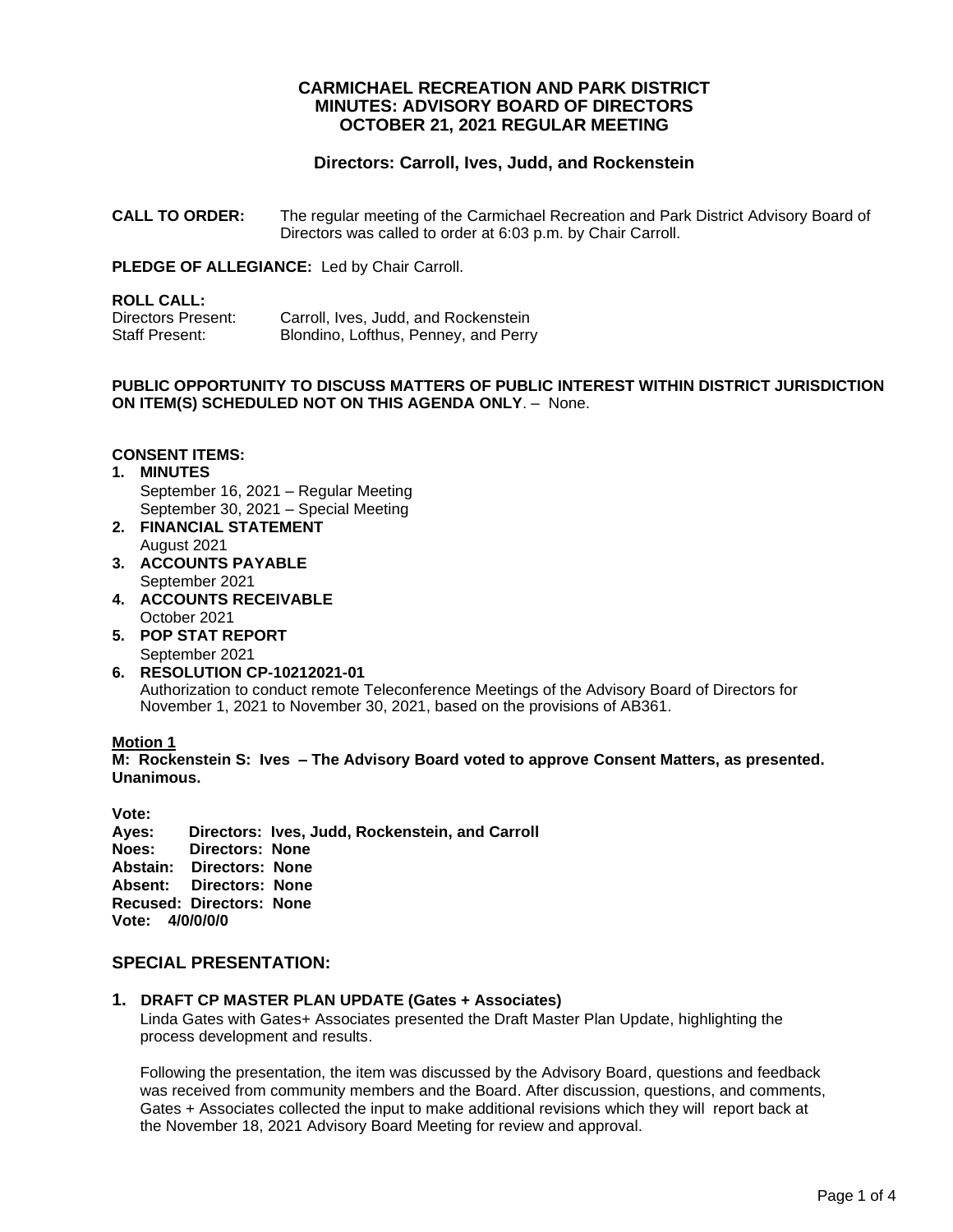# CARMICHAEL RECREATION AND PARK DISTRICT
# MINUTES: ADVISORY BOARD OF DIRECTORS
# OCTOBER 21, 2021 REGULAR MEETING

### Directors: Carroll, Ives, Judd, and Rockenstein

**CALL TO ORDER:** The regular meeting of the Carmichael Recreation and Park District Advisory Board of Directors was called to order at 6:03 p.m. by Chair Carroll.

**PLEDGE OF ALLEGIANCE:** Led by Chair Carroll.

**ROLL CALL:**
Directors Present: Carroll, Ives, Judd, and Rockenstein
Staff Present: Blondino, Lofthus, Penney, and Perry

**PUBLIC OPPORTUNITY TO DISCUSS MATTERS OF PUBLIC INTEREST WITHIN DISTRICT JURISDICTION ON ITEM(S) SCHEDULED NOT ON THIS AGENDA ONLY**. – None.

**CONSENT ITEMS:**

1. **MINUTES**
   September 16, 2021 – Regular Meeting
   September 30, 2021 – Special Meeting
2. **FINANCIAL STATEMENT**
   August 2021
3. **ACCOUNTS PAYABLE**
   September 2021
4. **ACCOUNTS RECEIVABLE**
   October 2021
5. **POP STAT REPORT**
   September 2021
6. **RESOLUTION CP-10212021-01**
   Authorization to conduct remote Teleconference Meetings of the Advisory Board of Directors for November 1, 2021 to November 30, 2021, based on the provisions of AB361.

**Motion 1**
**M: Rockenstein S: Ives – The Advisory Board voted to approve Consent Matters, as presented. Unanimous.**

**Vote:**
**Ayes: Directors: Ives, Judd, Rockenstein, and Carroll**
**Noes: Directors: None**
**Abstain: Directors: None**
**Absent: Directors: None**
**Recused: Directors: None**
**Vote: 4/0/0/0/0**

## SPECIAL PRESENTATION:

### 1. DRAFT CP MASTER PLAN UPDATE (Gates + Associates)

Linda Gates with Gates+ Associates presented the Draft Master Plan Update, highlighting the process development and results.

Following the presentation, the item was discussed by the Advisory Board, questions and feedback was received from community members and the Board. After discussion, questions, and comments, Gates + Associates collected the input to make additional revisions which they will report back at the November 18, 2021 Advisory Board Meeting for review and approval.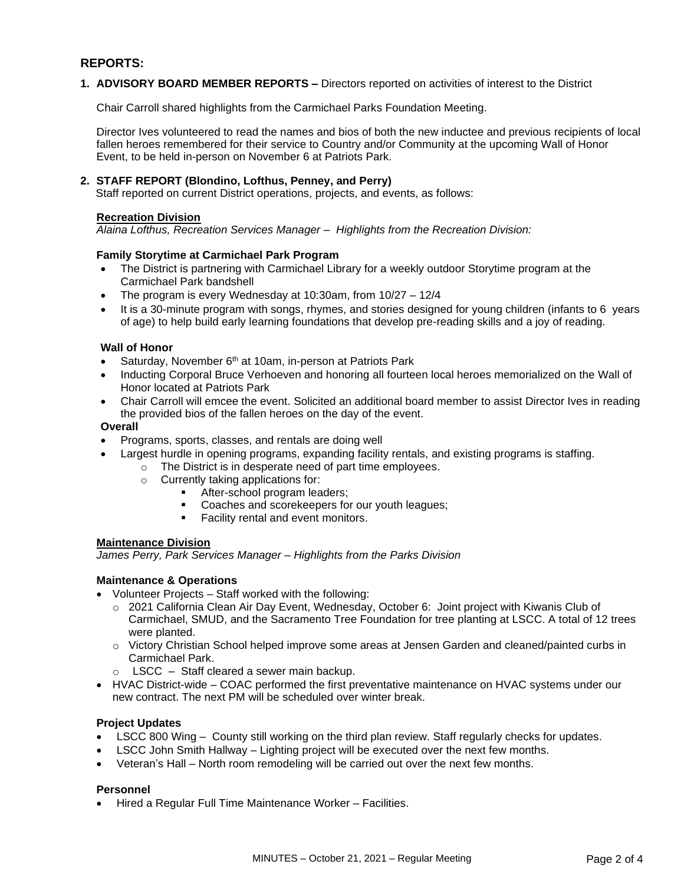## REPORTS:

**1. ADVISORY BOARD MEMBER REPORTS –** Directors reported on activities of interest to the District

Chair Carroll shared highlights from the Carmichael Parks Foundation Meeting.

Director Ives volunteered to read the names and bios of both the new inductee and previous recipients of local fallen heroes remembered for their service to Country and/or Community at the upcoming Wall of Honor Event, to be held in-person on November 6 at Patriots Park.

**2. STAFF REPORT (Blondino, Lofthus, Penney, and Perry)**

Staff reported on current District operations, projects, and events, as follows:

**Recreation Division**

*Alaina Lofthus, Recreation Services Manager – Highlights from the Recreation Division:*

**Family Storytime at Carmichael Park Program**

- The District is partnering with Carmichael Library for a weekly outdoor Storytime program at the Carmichael Park bandshell
- The program is every Wednesday at 10:30am, from 10/27 – 12/4
- It is a 30-minute program with songs, rhymes, and stories designed for young children (infants to 6 years of age) to help build early learning foundations that develop pre-reading skills and a joy of reading.

**Wall of Honor**

- Saturday, November 6th at 10am, in-person at Patriots Park
- Inducting Corporal Bruce Verhoeven and honoring all fourteen local heroes memorialized on the Wall of Honor located at Patriots Park
- Chair Carroll will emcee the event. Solicited an additional board member to assist Director Ives in reading the provided bios of the fallen heroes on the day of the event.

**Overall**

- Programs, sports, classes, and rentals are doing well
- Largest hurdle in opening programs, expanding facility rentals, and existing programs is staffing.
  - The District is in desperate need of part time employees.
  - Currently taking applications for:
    - After-school program leaders;
    - Coaches and scorekeepers for our youth leagues;
    - Facility rental and event monitors.

**Maintenance Division**

*James Perry, Park Services Manager – Highlights from the Parks Division*

**Maintenance & Operations**

- Volunteer Projects – Staff worked with the following:
  - 2021 California Clean Air Day Event, Wednesday, October 6: Joint project with Kiwanis Club of Carmichael, SMUD, and the Sacramento Tree Foundation for tree planting at LSCC. A total of 12 trees were planted.
  - Victory Christian School helped improve some areas at Jensen Garden and cleaned/painted curbs in Carmichael Park.
  - LSCC – Staff cleared a sewer main backup.
- HVAC District-wide – COAC performed the first preventative maintenance on HVAC systems under our new contract. The next PM will be scheduled over winter break.

**Project Updates**

- LSCC 800 Wing – County still working on the third plan review. Staff regularly checks for updates.
- LSCC John Smith Hallway – Lighting project will be executed over the next few months.
- Veteran's Hall – North room remodeling will be carried out over the next few months.

**Personnel**

- Hired a Regular Full Time Maintenance Worker – Facilities.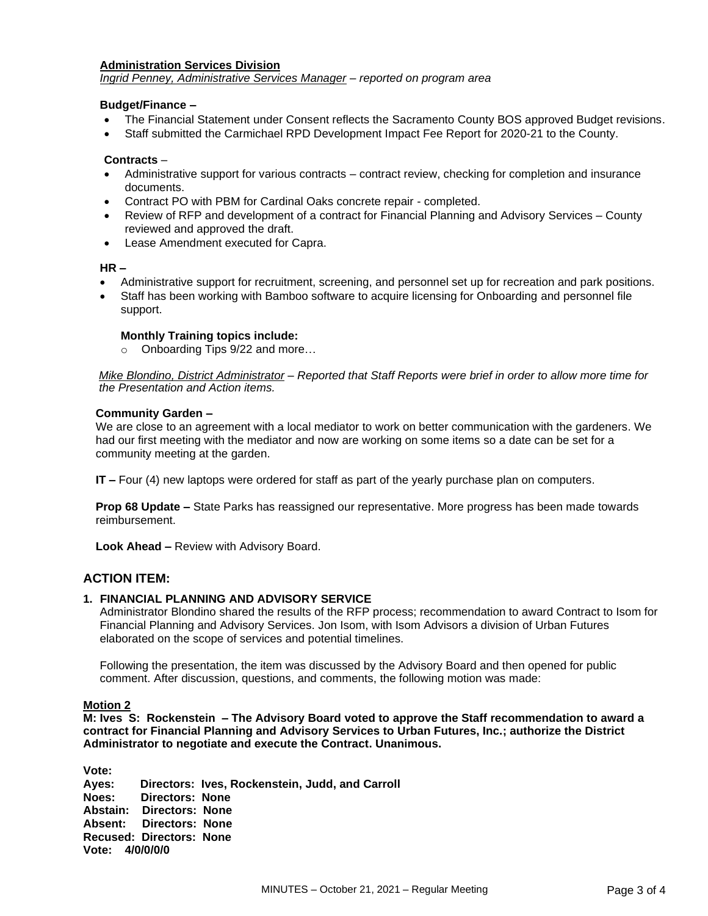**Administration Services Division**
*Ingrid Penney, Administrative Services Manager – reported on program area*

**Budget/Finance –**

- The Financial Statement under Consent reflects the Sacramento County BOS approved Budget revisions.
- Staff submitted the Carmichael RPD Development Impact Fee Report for 2020-21 to the County.

**Contracts** –

- Administrative support for various contracts – contract review, checking for completion and insurance documents.
- Contract PO with PBM for Cardinal Oaks concrete repair - completed.
- Review of RFP and development of a contract for Financial Planning and Advisory Services – County reviewed and approved the draft.
- Lease Amendment executed for Capra.

**HR –**

- Administrative support for recruitment, screening, and personnel set up for recreation and park positions.
- Staff has been working with Bamboo software to acquire licensing for Onboarding and personnel file support.

**Monthly Training topics include:**

- Onboarding Tips 9/22 and more…

*Mike Blondino, District Administrator – Reported that Staff Reports were brief in order to allow more time for the Presentation and Action items.*

**Community Garden –**
We are close to an agreement with a local mediator to work on better communication with the gardeners. We had our first meeting with the mediator and now are working on some items so a date can be set for a community meeting at the garden.

**IT –** Four (4) new laptops were ordered for staff as part of the yearly purchase plan on computers.

**Prop 68 Update –** State Parks has reassigned our representative. More progress has been made towards reimbursement.

**Look Ahead –** Review with Advisory Board.

## ACTION ITEM:

**1. FINANCIAL PLANNING AND ADVISORY SERVICE**

Administrator Blondino shared the results of the RFP process; recommendation to award Contract to Isom for Financial Planning and Advisory Services. Jon Isom, with Isom Advisors a division of Urban Futures elaborated on the scope of services and potential timelines.

Following the presentation, the item was discussed by the Advisory Board and then opened for public comment. After discussion, questions, and comments, the following motion was made:

**Motion 2**
**M: Ives S: Rockenstein – The Advisory Board voted to approve the Staff recommendation to award a contract for Financial Planning and Advisory Services to Urban Futures, Inc.; authorize the District Administrator to negotiate and execute the Contract. Unanimous.**

**Vote:**
**Ayes: Directors: Ives, Rockenstein, Judd, and Carroll**
**Noes: Directors: None**
**Abstain: Directors: None**
**Absent: Directors: None**
**Recused: Directors: None**
**Vote: 4/0/0/0/0**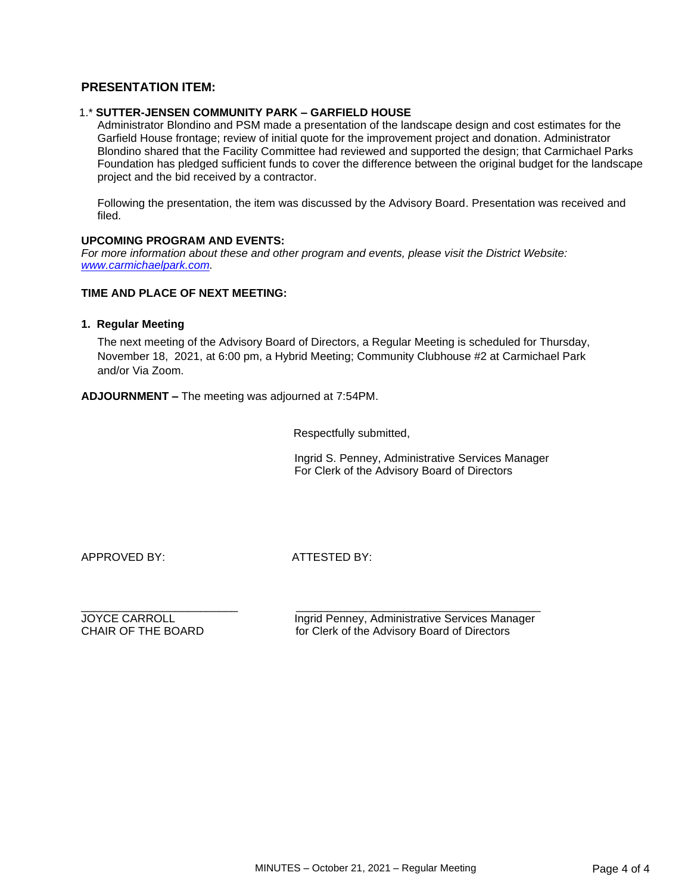## PRESENTATION ITEM:

1.* **SUTTER-JENSEN COMMUNITY PARK – GARFIELD HOUSE**
Administrator Blondino and PSM made a presentation of the landscape design and cost estimates for the Garfield House frontage; review of initial quote for the improvement project and donation. Administrator Blondino shared that the Facility Committee had reviewed and supported the design; that Carmichael Parks Foundation has pledged sufficient funds to cover the difference between the original budget for the landscape project and the bid received by a contractor.

Following the presentation, the item was discussed by the Advisory Board. Presentation was received and filed.

### UPCOMING PROGRAM AND EVENTS:

*For more information about these and other program and events, please visit the District Website: www.carmichaelpark.com.*

### TIME AND PLACE OF NEXT MEETING:

**1. Regular Meeting**

The next meeting of the Advisory Board of Directors, a Regular Meeting is scheduled for Thursday, November 18, 2021, at 6:00 pm, a Hybrid Meeting; Community Clubhouse #2 at Carmichael Park and/or Via Zoom.

**ADJOURNMENT –** The meeting was adjourned at 7:54PM.

Respectfully submitted,

Ingrid S. Penney, Administrative Services Manager
For Clerk of the Advisory Board of Directors

APPROVED BY:

ATTESTED BY:

\_\_\_\_\_\_\_\_\_\_\_\_\_\_\_\_\_\_\_\_\_\_\_\_\_
JOYCE CARROLL
CHAIR OF THE BOARD

\_\_\_\_\_\_\_\_\_\_\_\_\_\_\_\_\_\_\_\_\_\_\_\_\_\_\_\_\_\_\_\_\_\_\_\_\_\_
Ingrid Penney, Administrative Services Manager
for Clerk of the Advisory Board of Directors